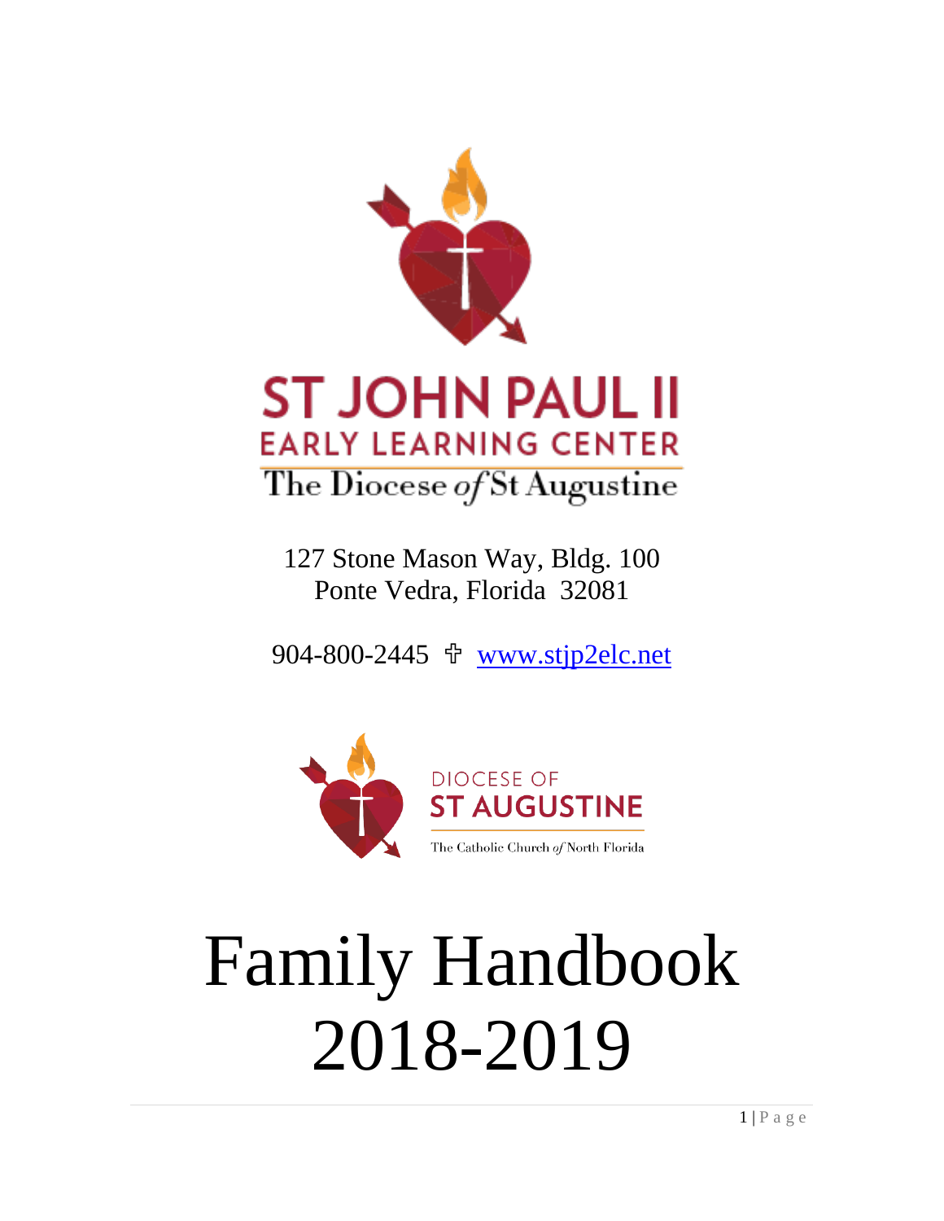# ST JOHN PAUL II

## EARLY LEARNING CENTER

The Diocese of St Augustine

127 Stone Mason Way, Bldg. 100
Ponte Vedra, Florida 32081

904-800-2445 ✞ www.stjp2elc.net

DIOCESE OF
ST AUGUSTINE
The Catholic Church of North Florida

# Family Handbook 2018-2019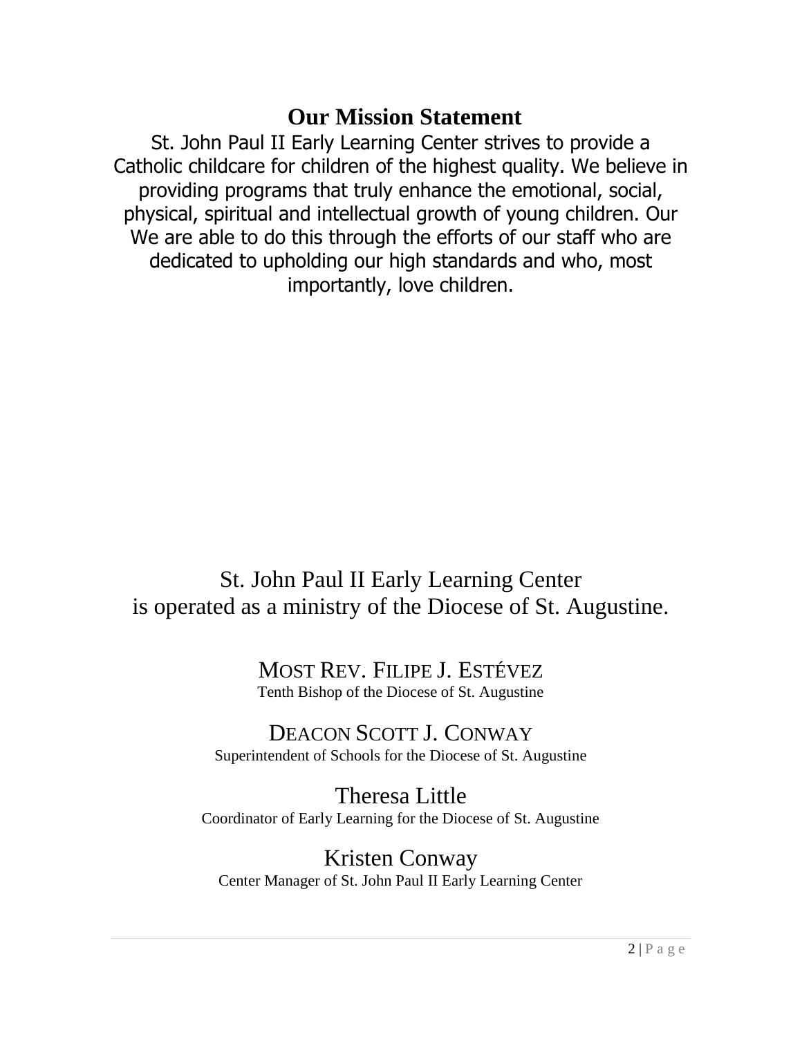# Our Mission Statement

St. John Paul II Early Learning Center strives to provide a Catholic childcare for children of the highest quality. We believe in providing programs that truly enhance the emotional, social, physical, spiritual and intellectual growth of young children. Our We are able to do this through the efforts of our staff who are dedicated to upholding our high standards and who, most importantly, love children.

St. John Paul II Early Learning Center
is operated as a ministry of the Diocese of St. Augustine.

MOST REV. FILIPE J. ESTÉVEZ
Tenth Bishop of the Diocese of St. Augustine

DEACON SCOTT J. CONWAY
Superintendent of Schools for the Diocese of St. Augustine

Theresa Little
Coordinator of Early Learning for the Diocese of St. Augustine

Kristen Conway
Center Manager of St. John Paul II Early Learning Center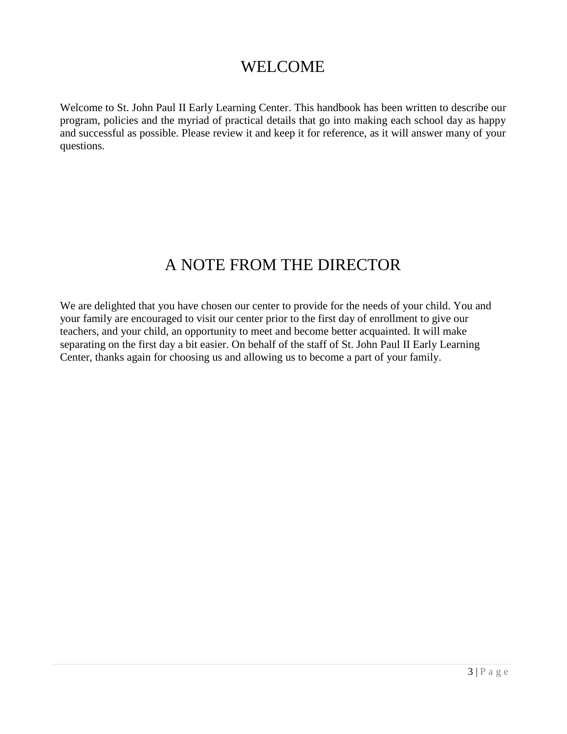# WELCOME

Welcome to St. John Paul II Early Learning Center. This handbook has been written to describe our program, policies and the myriad of practical details that go into making each school day as happy and successful as possible. Please review it and keep it for reference, as it will answer many of your questions.

# A NOTE FROM THE DIRECTOR

We are delighted that you have chosen our center to provide for the needs of your child. You and your family are encouraged to visit our center prior to the first day of enrollment to give our teachers, and your child, an opportunity to meet and become better acquainted. It will make separating on the first day a bit easier. On behalf of the staff of St. John Paul II Early Learning Center, thanks again for choosing us and allowing us to become a part of your family.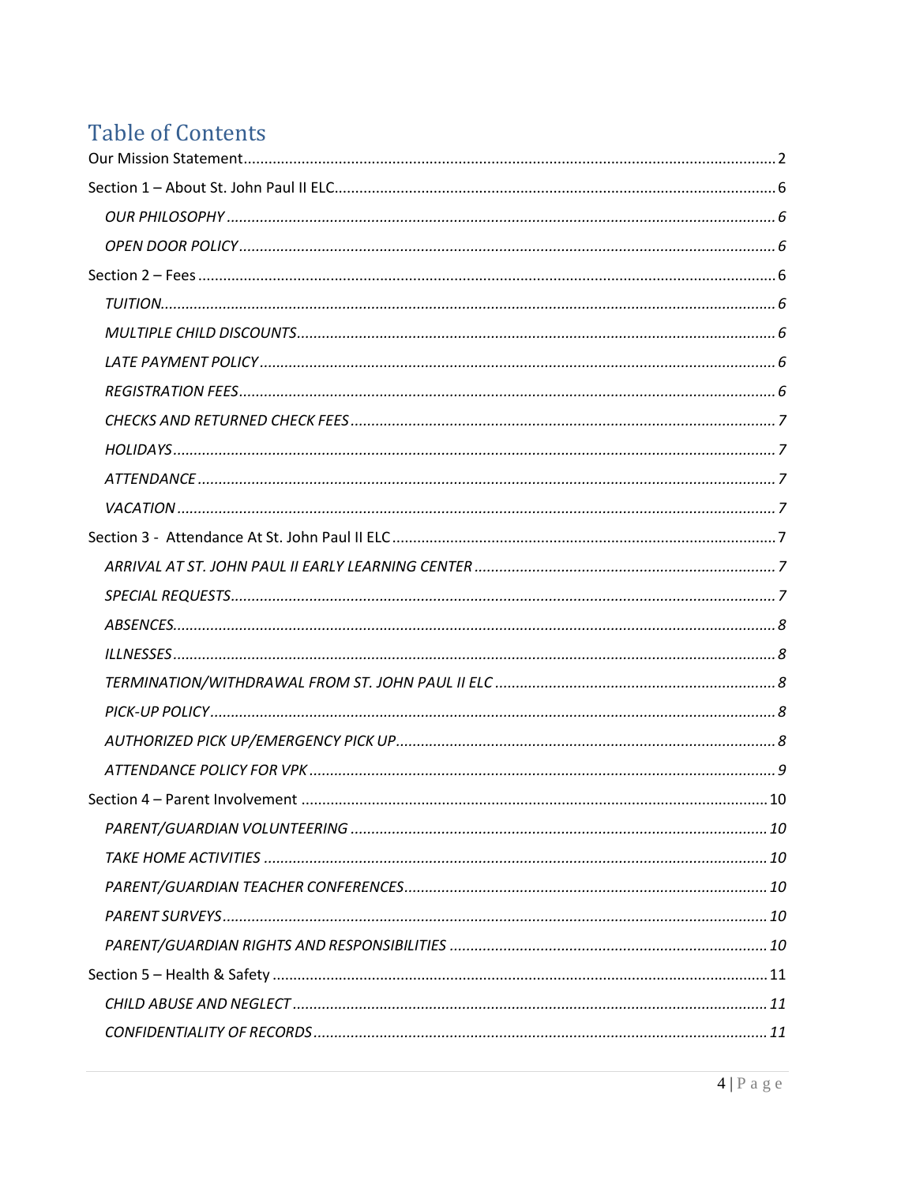# Table of Contents

Our Mission Statement....................................................................................................................2

Section 1 – About St. John Paul II ELC.........................................................................................6

- *OUR PHILOSOPHY* ....................................................................................................................*6*
- *OPEN DOOR POLICY*..................................................................................................................*6*

Section 2 – Fees ...........................................................................................................................6

- *TUITION*....................................................................................................................................*6*
- *MULTIPLE CHILD DISCOUNTS*...................................................................................................*6*
- *LATE PAYMENT POLICY*............................................................................................................*6*
- *REGISTRATION FEES*.................................................................................................................*6*
- *CHECKS AND RETURNED CHECK FEES*......................................................................................*7*
- *HOLIDAYS*.................................................................................................................................*7*
- *ATTENDANCE*............................................................................................................................*7*
- *VACATION*................................................................................................................................*7*

Section 3 - Attendance At St. John Paul II ELC..............................................................................7

- *ARRIVAL AT ST. JOHN PAUL II EARLY LEARNING CENTER*.........................................................*7*
- *SPECIAL REQUESTS*...................................................................................................................*7*
- *ABSENCES*.................................................................................................................................*8*
- *ILLNESSES*.................................................................................................................................*8*
- *TERMINATION/WITHDRAWAL FROM ST. JOHN PAUL II ELC*....................................................*8*
- *PICK-UP POLICY*........................................................................................................................*8*
- *AUTHORIZED PICK UP/EMERGENCY PICK UP*...........................................................................*8*
- *ATTENDANCE POLICY FOR VPK*................................................................................................*9*

Section 4 – Parent Involvement ..................................................................................................10

- *PARENT/GUARDIAN VOLUNTEERING* ....................................................................................*10*
- *TAKE HOME ACTIVITIES* ..........................................................................................................*10*
- *PARENT/GUARDIAN TEACHER CONFERENCES*........................................................................*10*
- *PARENT SURVEYS*...................................................................................................................*10*
- *PARENT/GUARDIAN RIGHTS AND RESPONSIBILITIES* ............................................................*10*

Section 5 – Health & Safety ........................................................................................................11

- *CHILD ABUSE AND NEGLECT*..................................................................................................*11*
- *CONFIDENTIALITY OF RECORDS*.............................................................................................*11*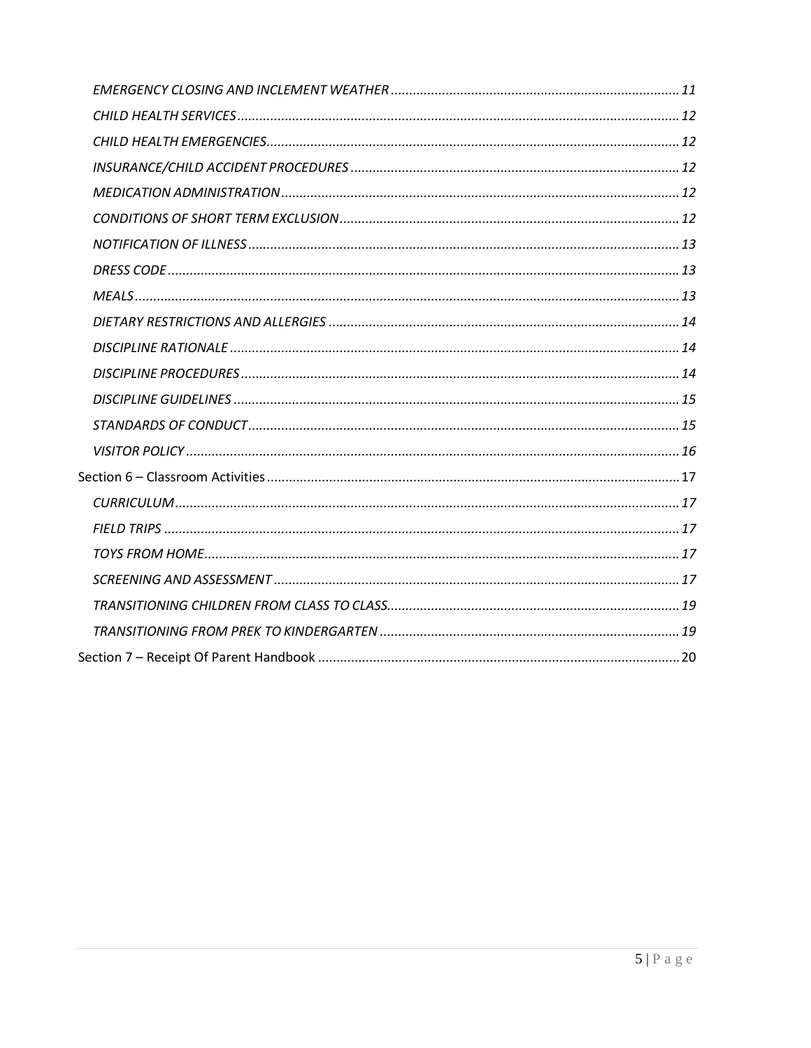*EMERGENCY CLOSING AND INCLEMENT WEATHER* ........ *11*

*CHILD HEALTH SERVICES* ........ *12*

*CHILD HEALTH EMERGENCIES* ........ *12*

*INSURANCE/CHILD ACCIDENT PROCEDURES* ........ *12*

*MEDICATION ADMINISTRATION* ........ *12*

*CONDITIONS OF SHORT TERM EXCLUSION* ........ *12*

*NOTIFICATION OF ILLNESS* ........ *13*

*DRESS CODE* ........ *13*

*MEALS* ........ *13*

*DIETARY RESTRICTIONS AND ALLERGIES* ........ *14*

*DISCIPLINE RATIONALE* ........ *14*

*DISCIPLINE PROCEDURES* ........ *14*

*DISCIPLINE GUIDELINES* ........ *15*

*STANDARDS OF CONDUCT* ........ *15*

*VISITOR POLICY* ........ *16*

Section 6 – Classroom Activities ........ 17

*CURRICULUM* ........ *17*

*FIELD TRIPS* ........ *17*

*TOYS FROM HOME* ........ *17*

*SCREENING AND ASSESSMENT* ........ *17*

*TRANSITIONING CHILDREN FROM CLASS TO CLASS* ........ *19*

*TRANSITIONING FROM PREK TO KINDERGARTEN* ........ *19*

Section 7 – Receipt Of Parent Handbook ........ 20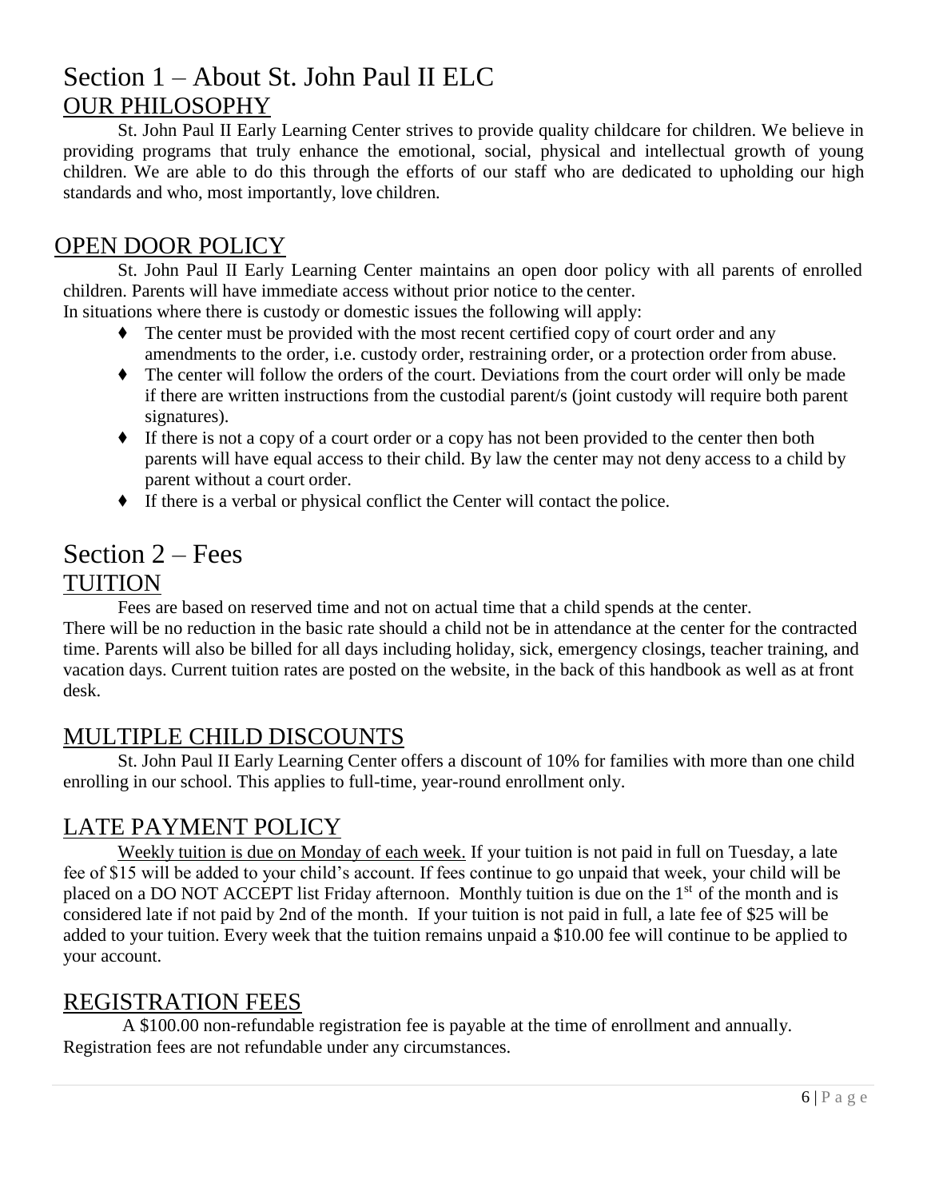# Section 1 – About St. John Paul II ELC

## OUR PHILOSOPHY

St. John Paul II Early Learning Center strives to provide quality childcare for children. We believe in providing programs that truly enhance the emotional, social, physical and intellectual growth of young children. We are able to do this through the efforts of our staff who are dedicated to upholding our high standards and who, most importantly, love children.

## OPEN DOOR POLICY

St. John Paul II Early Learning Center maintains an open door policy with all parents of enrolled children. Parents will have immediate access without prior notice to the center.

In situations where there is custody or domestic issues the following will apply:

- The center must be provided with the most recent certified copy of court order and any amendments to the order, i.e. custody order, restraining order, or a protection order from abuse.
- The center will follow the orders of the court. Deviations from the court order will only be made if there are written instructions from the custodial parent/s (joint custody will require both parent signatures).
- If there is not a copy of a court order or a copy has not been provided to the center then both parents will have equal access to their child. By law the center may not deny access to a child by parent without a court order.
- If there is a verbal or physical conflict the Center will contact the police.

# Section 2 – Fees

## TUITION

Fees are based on reserved time and not on actual time that a child spends at the center.

There will be no reduction in the basic rate should a child not be in attendance at the center for the contracted time. Parents will also be billed for all days including holiday, sick, emergency closings, teacher training, and vacation days. Current tuition rates are posted on the website, in the back of this handbook as well as at front desk.

## MULTIPLE CHILD DISCOUNTS

St. John Paul II Early Learning Center offers a discount of 10% for families with more than one child enrolling in our school. This applies to full-time, year-round enrollment only.

## LATE PAYMENT POLICY

Weekly tuition is due on Monday of each week. If your tuition is not paid in full on Tuesday, a late fee of $15 will be added to your child's account. If fees continue to go unpaid that week, your child will be placed on a DO NOT ACCEPT list Friday afternoon. Monthly tuition is due on the 1st of the month and is considered late if not paid by 2nd of the month. If your tuition is not paid in full, a late fee of $25 will be added to your tuition. Every week that the tuition remains unpaid a $10.00 fee will continue to be applied to your account.

## REGISTRATION FEES

A $100.00 non-refundable registration fee is payable at the time of enrollment and annually. Registration fees are not refundable under any circumstances.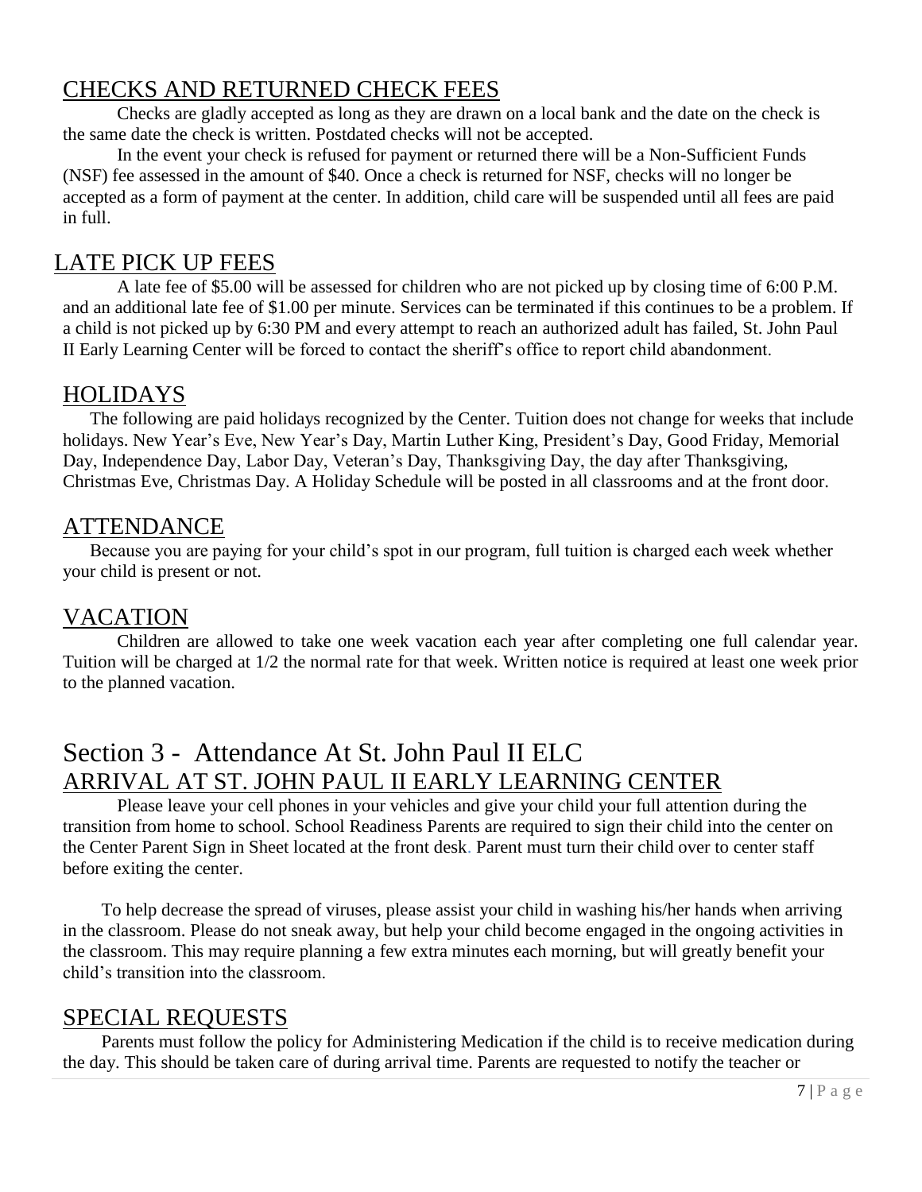## CHECKS AND RETURNED CHECK FEES

Checks are gladly accepted as long as they are drawn on a local bank and the date on the check is the same date the check is written. Postdated checks will not be accepted.

In the event your check is refused for payment or returned there will be a Non-Sufficient Funds (NSF) fee assessed in the amount of $40. Once a check is returned for NSF, checks will no longer be accepted as a form of payment at the center. In addition, child care will be suspended until all fees are paid in full.

## LATE PICK UP FEES

A late fee of $5.00 will be assessed for children who are not picked up by closing time of 6:00 P.M. and an additional late fee of $1.00 per minute. Services can be terminated if this continues to be a problem. If a child is not picked up by 6:30 PM and every attempt to reach an authorized adult has failed, St. John Paul II Early Learning Center will be forced to contact the sheriff's office to report child abandonment.

## HOLIDAYS

The following are paid holidays recognized by the Center. Tuition does not change for weeks that include holidays. New Year's Eve, New Year's Day, Martin Luther King, President's Day, Good Friday, Memorial Day, Independence Day, Labor Day, Veteran's Day, Thanksgiving Day, the day after Thanksgiving, Christmas Eve, Christmas Day. A Holiday Schedule will be posted in all classrooms and at the front door.

## ATTENDANCE

Because you are paying for your child's spot in our program, full tuition is charged each week whether your child is present or not.

## VACATION

Children are allowed to take one week vacation each year after completing one full calendar year. Tuition will be charged at 1/2 the normal rate for that week. Written notice is required at least one week prior to the planned vacation.

# Section 3 - Attendance At St. John Paul II ELC

## ARRIVAL AT ST. JOHN PAUL II EARLY LEARNING CENTER

Please leave your cell phones in your vehicles and give your child your full attention during the transition from home to school. School Readiness Parents are required to sign their child into the center on the Center Parent Sign in Sheet located at the front desk. Parent must turn their child over to center staff before exiting the center.

To help decrease the spread of viruses, please assist your child in washing his/her hands when arriving in the classroom. Please do not sneak away, but help your child become engaged in the ongoing activities in the classroom. This may require planning a few extra minutes each morning, but will greatly benefit your child's transition into the classroom.

## SPECIAL REQUESTS

Parents must follow the policy for Administering Medication if the child is to receive medication during the day. This should be taken care of during arrival time. Parents are requested to notify the teacher or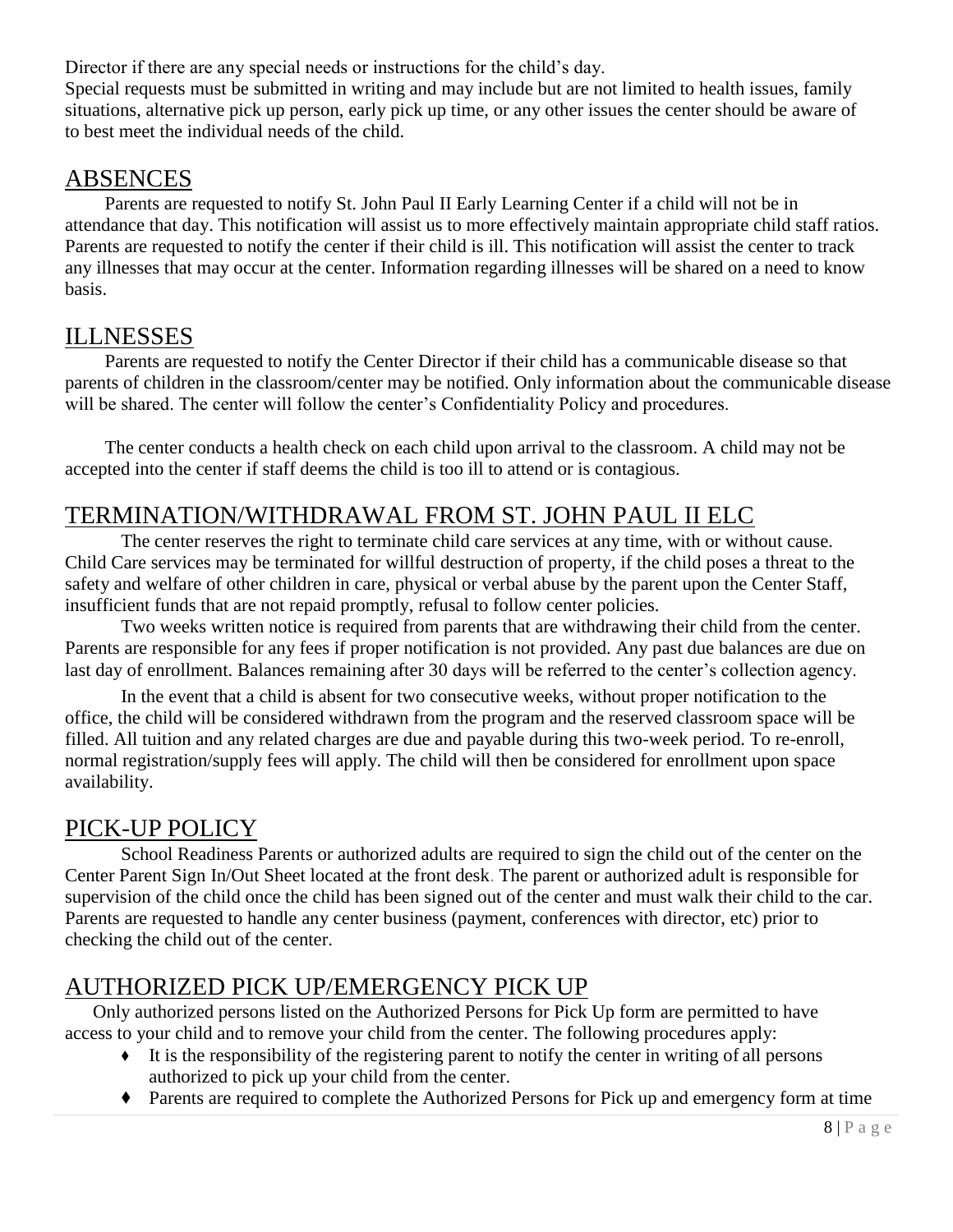Director if there are any special needs or instructions for the child's day.
Special requests must be submitted in writing and may include but are not limited to health issues, family situations, alternative pick up person, early pick up time, or any other issues the center should be aware of to best meet the individual needs of the child.

## ABSENCES

Parents are requested to notify St. John Paul II Early Learning Center if a child will not be in attendance that day. This notification will assist us to more effectively maintain appropriate child staff ratios. Parents are requested to notify the center if their child is ill. This notification will assist the center to track any illnesses that may occur at the center. Information regarding illnesses will be shared on a need to know basis.

## ILLNESSES

Parents are requested to notify the Center Director if their child has a communicable disease so that parents of children in the classroom/center may be notified. Only information about the communicable disease will be shared. The center will follow the center's Confidentiality Policy and procedures.

The center conducts a health check on each child upon arrival to the classroom. A child may not be accepted into the center if staff deems the child is too ill to attend or is contagious.

## TERMINATION/WITHDRAWAL FROM ST. JOHN PAUL II ELC

The center reserves the right to terminate child care services at any time, with or without cause. Child Care services may be terminated for willful destruction of property, if the child poses a threat to the safety and welfare of other children in care, physical or verbal abuse by the parent upon the Center Staff, insufficient funds that are not repaid promptly, refusal to follow center policies.

Two weeks written notice is required from parents that are withdrawing their child from the center. Parents are responsible for any fees if proper notification is not provided. Any past due balances are due on last day of enrollment. Balances remaining after 30 days will be referred to the center's collection agency.

In the event that a child is absent for two consecutive weeks, without proper notification to the office, the child will be considered withdrawn from the program and the reserved classroom space will be filled. All tuition and any related charges are due and payable during this two-week period. To re-enroll, normal registration/supply fees will apply. The child will then be considered for enrollment upon space availability.

## PICK-UP POLICY

School Readiness Parents or authorized adults are required to sign the child out of the center on the Center Parent Sign In/Out Sheet located at the front desk. The parent or authorized adult is responsible for supervision of the child once the child has been signed out of the center and must walk their child to the car. Parents are requested to handle any center business (payment, conferences with director, etc) prior to checking the child out of the center.

## AUTHORIZED PICK UP/EMERGENCY PICK UP

Only authorized persons listed on the Authorized Persons for Pick Up form are permitted to have access to your child and to remove your child from the center. The following procedures apply:

- It is the responsibility of the registering parent to notify the center in writing of all persons authorized to pick up your child from the center.
- Parents are required to complete the Authorized Persons for Pick up and emergency form at time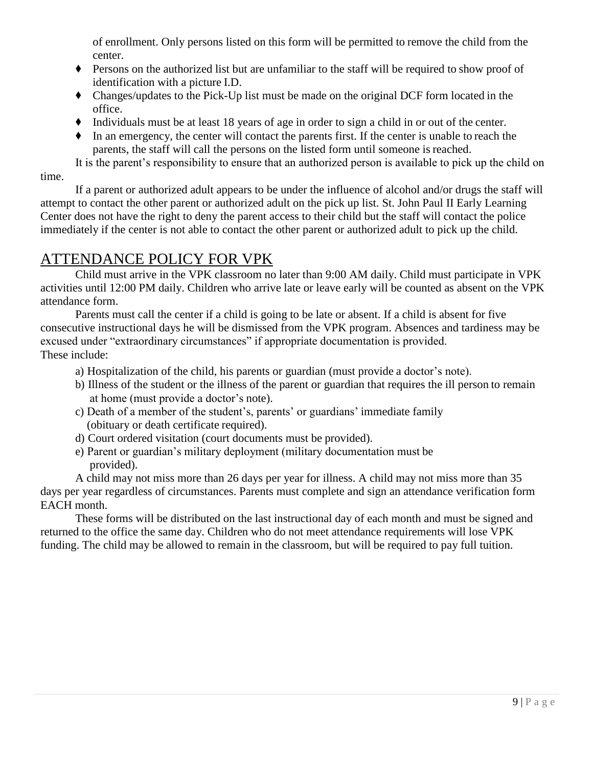of enrollment. Only persons listed on this form will be permitted to remove the child from the center.

- Persons on the authorized list but are unfamiliar to the staff will be required to show proof of identification with a picture I.D.
- Changes/updates to the Pick-Up list must be made on the original DCF form located in the office.
- Individuals must be at least 18 years of age in order to sign a child in or out of the center.
- In an emergency, the center will contact the parents first. If the center is unable to reach the parents, the staff will call the persons on the listed form until someone is reached.

It is the parent's responsibility to ensure that an authorized person is available to pick up the child on time.

If a parent or authorized adult appears to be under the influence of alcohol and/or drugs the staff will attempt to contact the other parent or authorized adult on the pick up list. St. John Paul II Early Learning Center does not have the right to deny the parent access to their child but the staff will contact the police immediately if the center is not able to contact the other parent or authorized adult to pick up the child.

## ATTENDANCE POLICY FOR VPK

Child must arrive in the VPK classroom no later than 9:00 AM daily. Child must participate in VPK activities until 12:00 PM daily. Children who arrive late or leave early will be counted as absent on the VPK attendance form.

Parents must call the center if a child is going to be late or absent. If a child is absent for five consecutive instructional days he will be dismissed from the VPK program. Absences and tardiness may be excused under "extraordinary circumstances" if appropriate documentation is provided. These include:

a) Hospitalization of the child, his parents or guardian (must provide a doctor's note).
b) Illness of the student or the illness of the parent or guardian that requires the ill person to remain at home (must provide a doctor's note).
c) Death of a member of the student's, parents' or guardians' immediate family (obituary or death certificate required).
d) Court ordered visitation (court documents must be provided).
e) Parent or guardian's military deployment (military documentation must be provided).

A child may not miss more than 26 days per year for illness. A child may not miss more than 35 days per year regardless of circumstances. Parents must complete and sign an attendance verification form EACH month.

These forms will be distributed on the last instructional day of each month and must be signed and returned to the office the same day. Children who do not meet attendance requirements will lose VPK funding. The child may be allowed to remain in the classroom, but will be required to pay full tuition.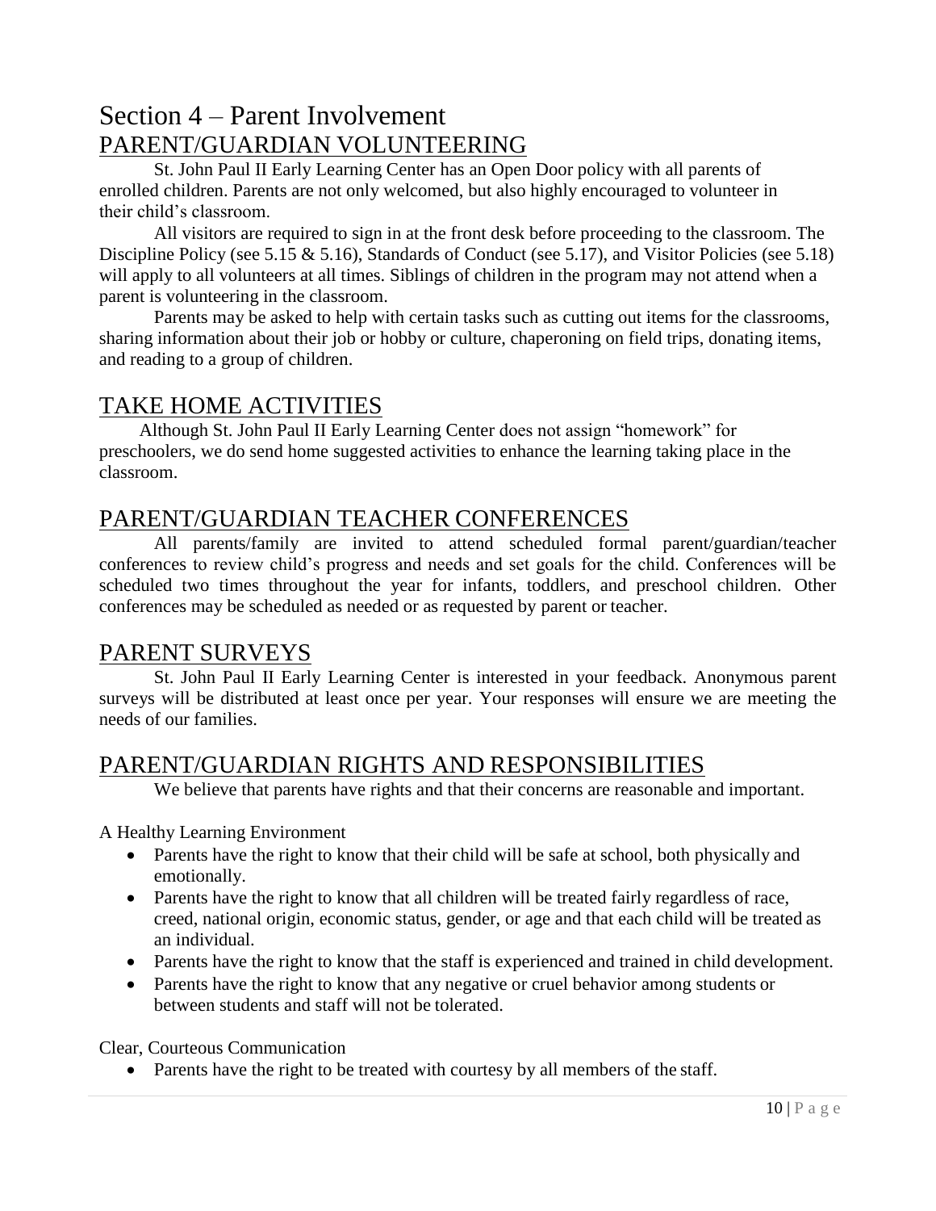# Section 4 – Parent Involvement

## PARENT/GUARDIAN VOLUNTEERING

St. John Paul II Early Learning Center has an Open Door policy with all parents of enrolled children. Parents are not only welcomed, but also highly encouraged to volunteer in their child's classroom.

All visitors are required to sign in at the front desk before proceeding to the classroom. The Discipline Policy (see 5.15 & 5.16), Standards of Conduct (see 5.17), and Visitor Policies (see 5.18) will apply to all volunteers at all times. Siblings of children in the program may not attend when a parent is volunteering in the classroom.

Parents may be asked to help with certain tasks such as cutting out items for the classrooms, sharing information about their job or hobby or culture, chaperoning on field trips, donating items, and reading to a group of children.

## TAKE HOME ACTIVITIES

Although St. John Paul II Early Learning Center does not assign "homework" for preschoolers, we do send home suggested activities to enhance the learning taking place in the classroom.

## PARENT/GUARDIAN TEACHER CONFERENCES

All parents/family are invited to attend scheduled formal parent/guardian/teacher conferences to review child's progress and needs and set goals for the child. Conferences will be scheduled two times throughout the year for infants, toddlers, and preschool children. Other conferences may be scheduled as needed or as requested by parent or teacher.

## PARENT SURVEYS

St. John Paul II Early Learning Center is interested in your feedback. Anonymous parent surveys will be distributed at least once per year. Your responses will ensure we are meeting the needs of our families.

## PARENT/GUARDIAN RIGHTS AND RESPONSIBILITIES

We believe that parents have rights and that their concerns are reasonable and important.

A Healthy Learning Environment

- Parents have the right to know that their child will be safe at school, both physically and emotionally.
- Parents have the right to know that all children will be treated fairly regardless of race, creed, national origin, economic status, gender, or age and that each child will be treated as an individual.
- Parents have the right to know that the staff is experienced and trained in child development.
- Parents have the right to know that any negative or cruel behavior among students or between students and staff will not be tolerated.

Clear, Courteous Communication

- Parents have the right to be treated with courtesy by all members of the staff.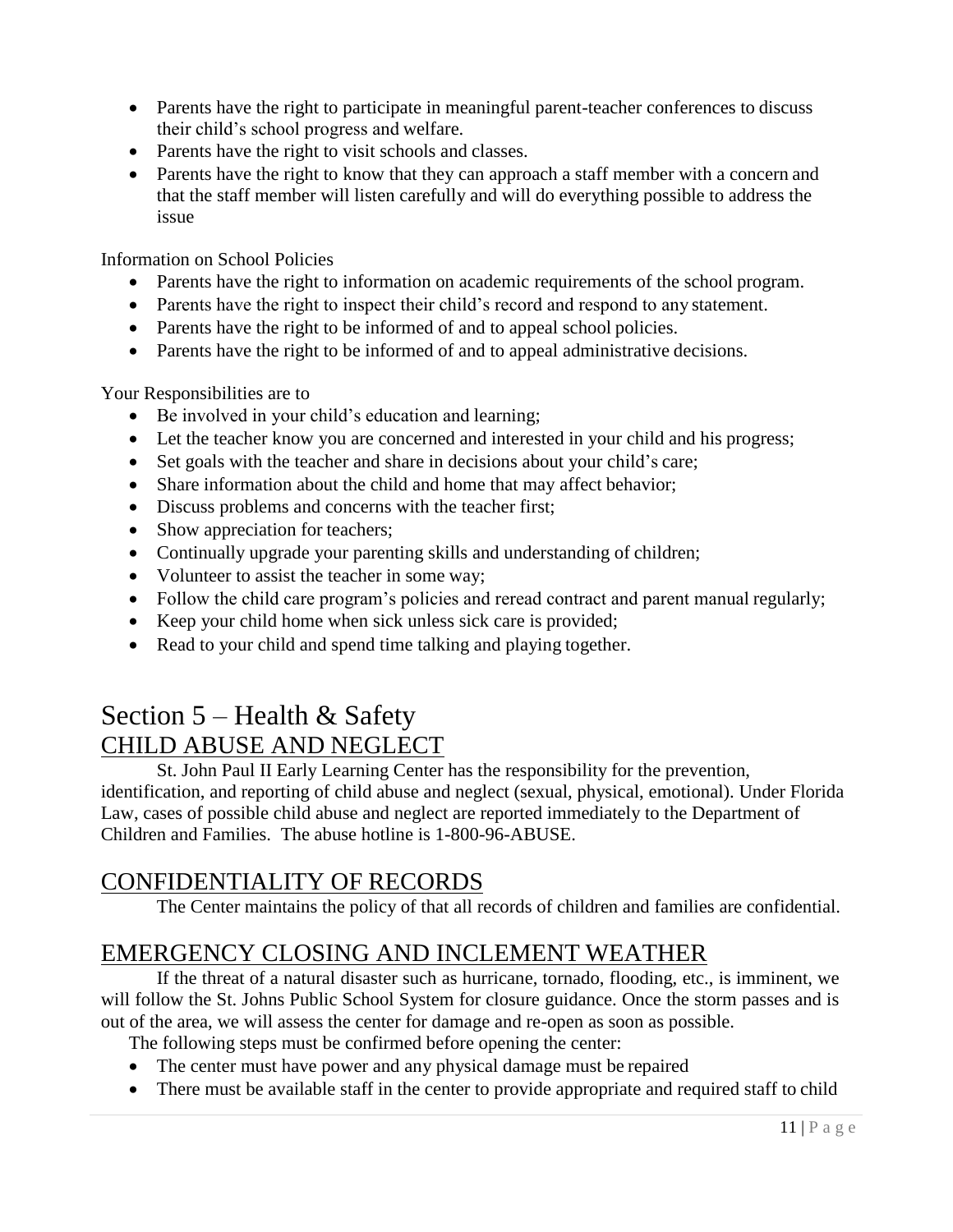- Parents have the right to participate in meaningful parent-teacher conferences to discuss their child's school progress and welfare.
- Parents have the right to visit schools and classes.
- Parents have the right to know that they can approach a staff member with a concern and that the staff member will listen carefully and will do everything possible to address the issue

Information on School Policies

- Parents have the right to information on academic requirements of the school program.
- Parents have the right to inspect their child's record and respond to any statement.
- Parents have the right to be informed of and to appeal school policies.
- Parents have the right to be informed of and to appeal administrative decisions.

Your Responsibilities are to

- Be involved in your child's education and learning;
- Let the teacher know you are concerned and interested in your child and his progress;
- Set goals with the teacher and share in decisions about your child's care;
- Share information about the child and home that may affect behavior;
- Discuss problems and concerns with the teacher first;
- Show appreciation for teachers;
- Continually upgrade your parenting skills and understanding of children;
- Volunteer to assist the teacher in some way;
- Follow the child care program's policies and reread contract and parent manual regularly;
- Keep your child home when sick unless sick care is provided;
- Read to your child and spend time talking and playing together.

# Section 5 – Health & Safety

## CHILD ABUSE AND NEGLECT

St. John Paul II Early Learning Center has the responsibility for the prevention, identification, and reporting of child abuse and neglect (sexual, physical, emotional). Under Florida Law, cases of possible child abuse and neglect are reported immediately to the Department of Children and Families. The abuse hotline is 1-800-96-ABUSE.

## CONFIDENTIALITY OF RECORDS

The Center maintains the policy of that all records of children and families are confidential.

## EMERGENCY CLOSING AND INCLEMENT WEATHER

If the threat of a natural disaster such as hurricane, tornado, flooding, etc., is imminent, we will follow the St. Johns Public School System for closure guidance. Once the storm passes and is out of the area, we will assess the center for damage and re-open as soon as possible.

The following steps must be confirmed before opening the center:

- The center must have power and any physical damage must be repaired
- There must be available staff in the center to provide appropriate and required staff to child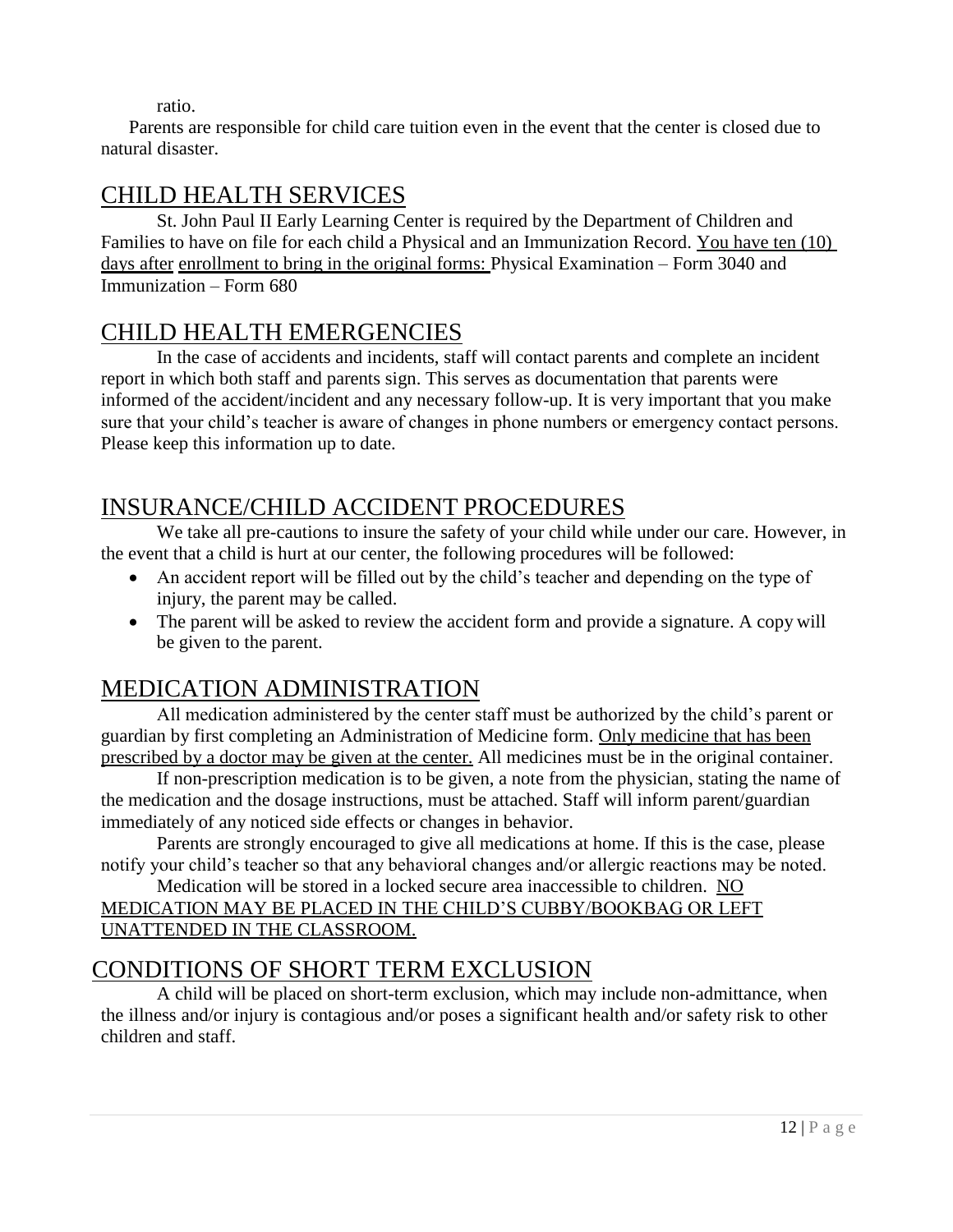ratio.

Parents are responsible for child care tuition even in the event that the center is closed due to natural disaster.

## CHILD HEALTH SERVICES

St. John Paul II Early Learning Center is required by the Department of Children and Families to have on file for each child a Physical and an Immunization Record. You have ten (10) days after enrollment to bring in the original forms: Physical Examination – Form 3040 and Immunization – Form 680

## CHILD HEALTH EMERGENCIES

In the case of accidents and incidents, staff will contact parents and complete an incident report in which both staff and parents sign. This serves as documentation that parents were informed of the accident/incident and any necessary follow-up. It is very important that you make sure that your child's teacher is aware of changes in phone numbers or emergency contact persons. Please keep this information up to date.

## INSURANCE/CHILD ACCIDENT PROCEDURES

We take all pre-cautions to insure the safety of your child while under our care. However, in the event that a child is hurt at our center, the following procedures will be followed:

- An accident report will be filled out by the child's teacher and depending on the type of injury, the parent may be called.
- The parent will be asked to review the accident form and provide a signature. A copy will be given to the parent.

## MEDICATION ADMINISTRATION

All medication administered by the center staff must be authorized by the child's parent or guardian by first completing an Administration of Medicine form. Only medicine that has been prescribed by a doctor may be given at the center. All medicines must be in the original container.

If non-prescription medication is to be given, a note from the physician, stating the name of the medication and the dosage instructions, must be attached. Staff will inform parent/guardian immediately of any noticed side effects or changes in behavior.

Parents are strongly encouraged to give all medications at home. If this is the case, please notify your child's teacher so that any behavioral changes and/or allergic reactions may be noted.

Medication will be stored in a locked secure area inaccessible to children. NO MEDICATION MAY BE PLACED IN THE CHILD'S CUBBY/BOOKBAG OR LEFT UNATTENDED IN THE CLASSROOM.

## CONDITIONS OF SHORT TERM EXCLUSION

A child will be placed on short-term exclusion, which may include non-admittance, when the illness and/or injury is contagious and/or poses a significant health and/or safety risk to other children and staff.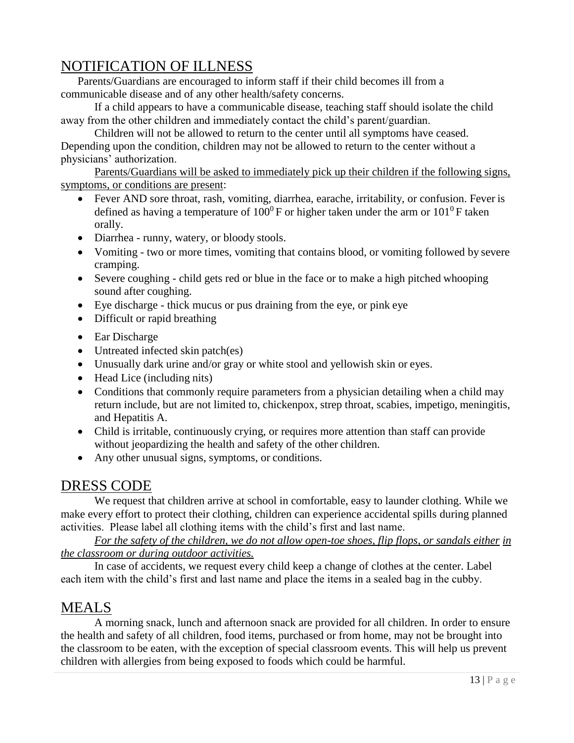## NOTIFICATION OF ILLNESS

Parents/Guardians are encouraged to inform staff if their child becomes ill from a communicable disease and of any other health/safety concerns.

If a child appears to have a communicable disease, teaching staff should isolate the child away from the other children and immediately contact the child's parent/guardian.

Children will not be allowed to return to the center until all symptoms have ceased. Depending upon the condition, children may not be allowed to return to the center without a physicians' authorization.

<u>Parents/Guardians will be asked to immediately pick up their children if the following signs, symptoms, or conditions are present</u>:

- Fever AND sore throat, rash, vomiting, diarrhea, earache, irritability, or confusion. Fever is defined as having a temperature of $100^0$ F or higher taken under the arm or $101^0$ F taken orally.
- Diarrhea - runny, watery, or bloody stools.
- Vomiting - two or more times, vomiting that contains blood, or vomiting followed by severe cramping.
- Severe coughing - child gets red or blue in the face or to make a high pitched whooping sound after coughing.
- Eye discharge - thick mucus or pus draining from the eye, or pink eye
- Difficult or rapid breathing
- Ear Discharge
- Untreated infected skin patch(es)
- Unusually dark urine and/or gray or white stool and yellowish skin or eyes.
- Head Lice (including nits)
- Conditions that commonly require parameters from a physician detailing when a child may return include, but are not limited to, chickenpox, strep throat, scabies, impetigo, meningitis, and Hepatitis A.
- Child is irritable, continuously crying, or requires more attention than staff can provide without jeopardizing the health and safety of the other children.
- Any other unusual signs, symptoms, or conditions.

## DRESS CODE

We request that children arrive at school in comfortable, easy to launder clothing. While we make every effort to protect their clothing, children can experience accidental spills during planned activities. Please label all clothing items with the child's first and last name.

<u>*For the safety of the children, we do not allow open-toe shoes, flip flops, or sandals either in the classroom or during outdoor activities.*</u>

In case of accidents, we request every child keep a change of clothes at the center. Label each item with the child's first and last name and place the items in a sealed bag in the cubby.

## MEALS

A morning snack, lunch and afternoon snack are provided for all children. In order to ensure the health and safety of all children, food items, purchased or from home, may not be brought into the classroom to be eaten, with the exception of special classroom events. This will help us prevent children with allergies from being exposed to foods which could be harmful.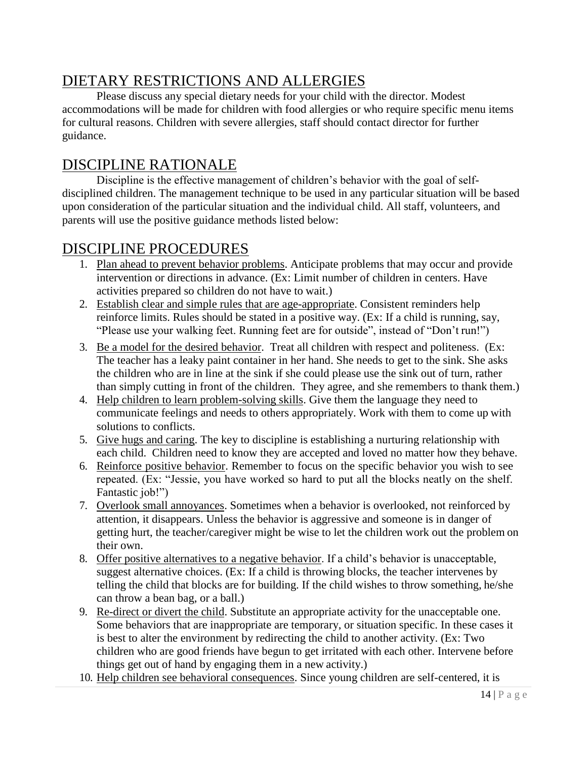## DIETARY RESTRICTIONS AND ALLERGIES

Please discuss any special dietary needs for your child with the director. Modest accommodations will be made for children with food allergies or who require specific menu items for cultural reasons. Children with severe allergies, staff should contact director for further guidance.

## DISCIPLINE RATIONALE

Discipline is the effective management of children's behavior with the goal of self-disciplined children. The management technique to be used in any particular situation will be based upon consideration of the particular situation and the individual child. All staff, volunteers, and parents will use the positive guidance methods listed below:

## DISCIPLINE PROCEDURES

1. Plan ahead to prevent behavior problems. Anticipate problems that may occur and provide intervention or directions in advance. (Ex: Limit number of children in centers. Have activities prepared so children do not have to wait.)
2. Establish clear and simple rules that are age-appropriate. Consistent reminders help reinforce limits. Rules should be stated in a positive way. (Ex: If a child is running, say, "Please use your walking feet. Running feet are for outside", instead of "Don't run!")
3. Be a model for the desired behavior. Treat all children with respect and politeness. (Ex: The teacher has a leaky paint container in her hand. She needs to get to the sink. She asks the children who are in line at the sink if she could please use the sink out of turn, rather than simply cutting in front of the children. They agree, and she remembers to thank them.)
4. Help children to learn problem-solving skills. Give them the language they need to communicate feelings and needs to others appropriately. Work with them to come up with solutions to conflicts.
5. Give hugs and caring. The key to discipline is establishing a nurturing relationship with each child. Children need to know they are accepted and loved no matter how they behave.
6. Reinforce positive behavior. Remember to focus on the specific behavior you wish to see repeated. (Ex: "Jessie, you have worked so hard to put all the blocks neatly on the shelf. Fantastic job!")
7. Overlook small annoyances. Sometimes when a behavior is overlooked, not reinforced by attention, it disappears. Unless the behavior is aggressive and someone is in danger of getting hurt, the teacher/caregiver might be wise to let the children work out the problem on their own.
8. Offer positive alternatives to a negative behavior. If a child's behavior is unacceptable, suggest alternative choices. (Ex: If a child is throwing blocks, the teacher intervenes by telling the child that blocks are for building. If the child wishes to throw something, he/she can throw a bean bag, or a ball.)
9. Re-direct or divert the child. Substitute an appropriate activity for the unacceptable one. Some behaviors that are inappropriate are temporary, or situation specific. In these cases it is best to alter the environment by redirecting the child to another activity. (Ex: Two children who are good friends have begun to get irritated with each other. Intervene before things get out of hand by engaging them in a new activity.)
10. Help children see behavioral consequences. Since young children are self-centered, it is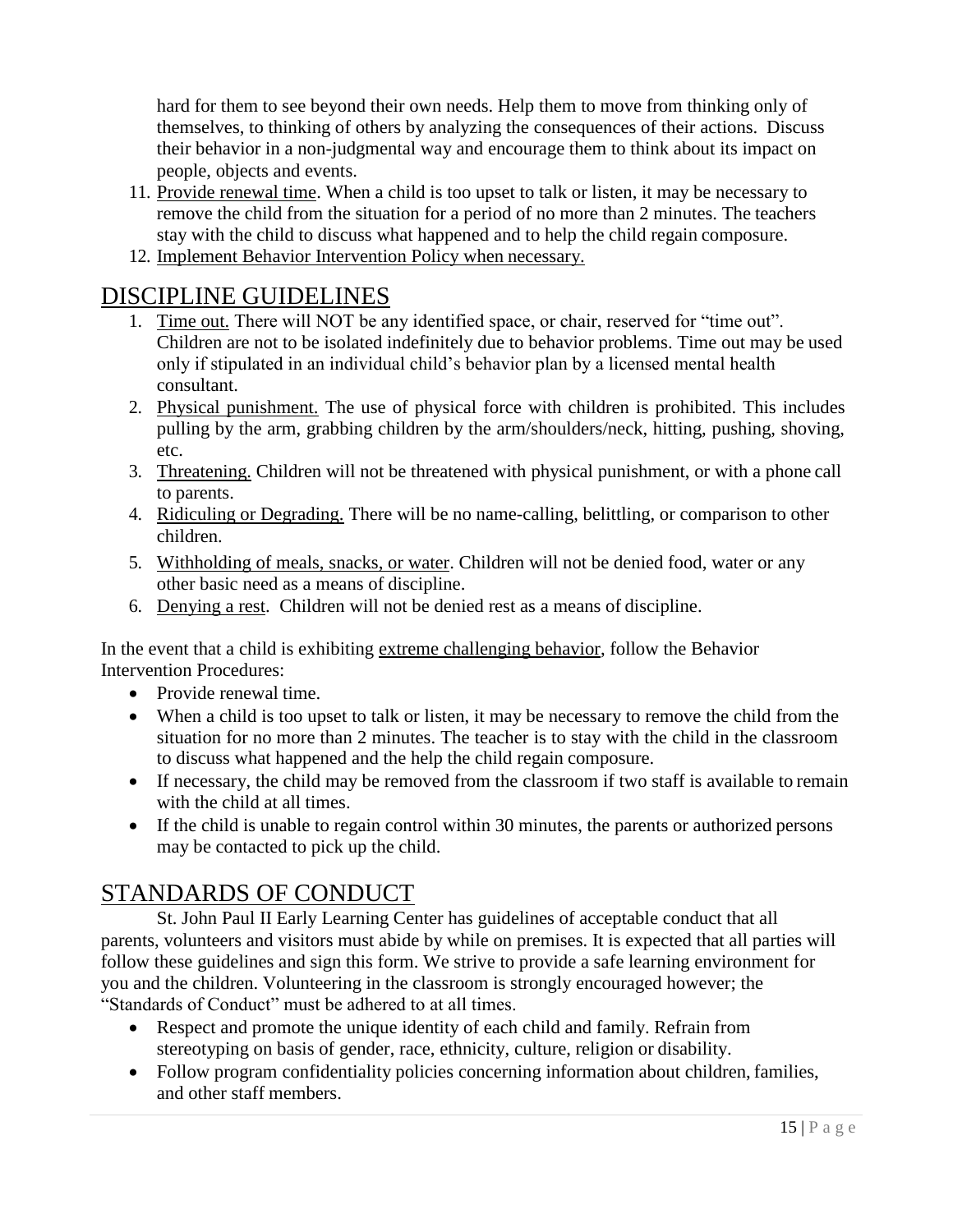hard for them to see beyond their own needs. Help them to move from thinking only of themselves, to thinking of others by analyzing the consequences of their actions. Discuss their behavior in a non-judgmental way and encourage them to think about its impact on people, objects and events.

11. Provide renewal time. When a child is too upset to talk or listen, it may be necessary to remove the child from the situation for a period of no more than 2 minutes. The teachers stay with the child to discuss what happened and to help the child regain composure.
12. Implement Behavior Intervention Policy when necessary.

# DISCIPLINE GUIDELINES

1. Time out. There will NOT be any identified space, or chair, reserved for "time out". Children are not to be isolated indefinitely due to behavior problems. Time out may be used only if stipulated in an individual child's behavior plan by a licensed mental health consultant.
2. Physical punishment. The use of physical force with children is prohibited. This includes pulling by the arm, grabbing children by the arm/shoulders/neck, hitting, pushing, shoving, etc.
3. Threatening. Children will not be threatened with physical punishment, or with a phone call to parents.
4. Ridiculing or Degrading. There will be no name-calling, belittling, or comparison to other children.
5. Withholding of meals, snacks, or water. Children will not be denied food, water or any other basic need as a means of discipline.
6. Denying a rest. Children will not be denied rest as a means of discipline.

In the event that a child is exhibiting extreme challenging behavior, follow the Behavior Intervention Procedures:

- Provide renewal time.
- When a child is too upset to talk or listen, it may be necessary to remove the child from the situation for no more than 2 minutes. The teacher is to stay with the child in the classroom to discuss what happened and the help the child regain composure.
- If necessary, the child may be removed from the classroom if two staff is available to remain with the child at all times.
- If the child is unable to regain control within 30 minutes, the parents or authorized persons may be contacted to pick up the child.

# STANDARDS OF CONDUCT

St. John Paul II Early Learning Center has guidelines of acceptable conduct that all parents, volunteers and visitors must abide by while on premises. It is expected that all parties will follow these guidelines and sign this form. We strive to provide a safe learning environment for you and the children. Volunteering in the classroom is strongly encouraged however; the "Standards of Conduct" must be adhered to at all times.

- Respect and promote the unique identity of each child and family. Refrain from stereotyping on basis of gender, race, ethnicity, culture, religion or disability.
- Follow program confidentiality policies concerning information about children, families, and other staff members.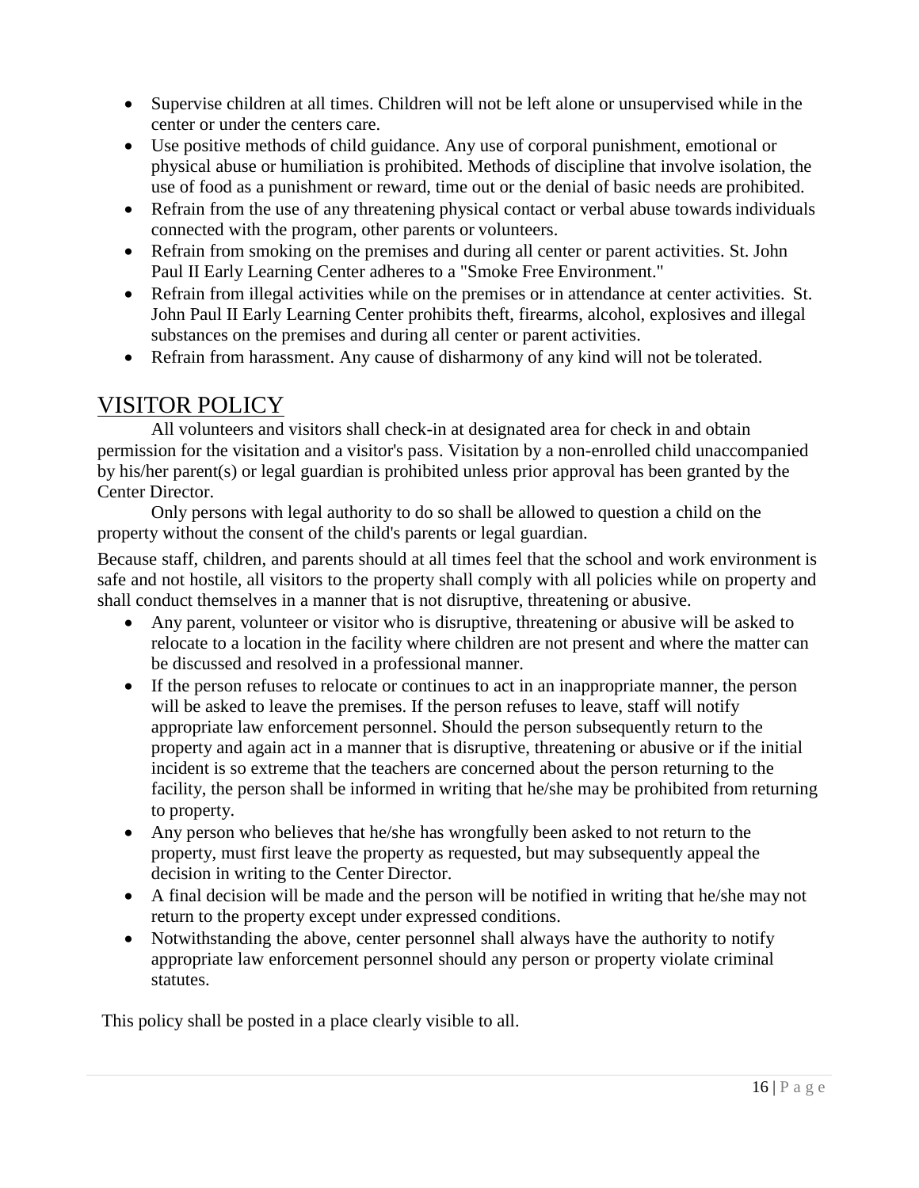- Supervise children at all times. Children will not be left alone or unsupervised while in the center or under the centers care.
- Use positive methods of child guidance. Any use of corporal punishment, emotional or physical abuse or humiliation is prohibited. Methods of discipline that involve isolation, the use of food as a punishment or reward, time out or the denial of basic needs are prohibited.
- Refrain from the use of any threatening physical contact or verbal abuse towards individuals connected with the program, other parents or volunteers.
- Refrain from smoking on the premises and during all center or parent activities. St. John Paul II Early Learning Center adheres to a "Smoke Free Environment."
- Refrain from illegal activities while on the premises or in attendance at center activities. St. John Paul II Early Learning Center prohibits theft, firearms, alcohol, explosives and illegal substances on the premises and during all center or parent activities.
- Refrain from harassment. Any cause of disharmony of any kind will not be tolerated.

# VISITOR POLICY

All volunteers and visitors shall check-in at designated area for check in and obtain permission for the visitation and a visitor's pass. Visitation by a non-enrolled child unaccompanied by his/her parent(s) or legal guardian is prohibited unless prior approval has been granted by the Center Director.

Only persons with legal authority to do so shall be allowed to question a child on the property without the consent of the child's parents or legal guardian.

Because staff, children, and parents should at all times feel that the school and work environment is safe and not hostile, all visitors to the property shall comply with all policies while on property and shall conduct themselves in a manner that is not disruptive, threatening or abusive.

- Any parent, volunteer or visitor who is disruptive, threatening or abusive will be asked to relocate to a location in the facility where children are not present and where the matter can be discussed and resolved in a professional manner.
- If the person refuses to relocate or continues to act in an inappropriate manner, the person will be asked to leave the premises. If the person refuses to leave, staff will notify appropriate law enforcement personnel. Should the person subsequently return to the property and again act in a manner that is disruptive, threatening or abusive or if the initial incident is so extreme that the teachers are concerned about the person returning to the facility, the person shall be informed in writing that he/she may be prohibited from returning to property.
- Any person who believes that he/she has wrongfully been asked to not return to the property, must first leave the property as requested, but may subsequently appeal the decision in writing to the Center Director.
- A final decision will be made and the person will be notified in writing that he/she may not return to the property except under expressed conditions.
- Notwithstanding the above, center personnel shall always have the authority to notify appropriate law enforcement personnel should any person or property violate criminal statutes.

This policy shall be posted in a place clearly visible to all.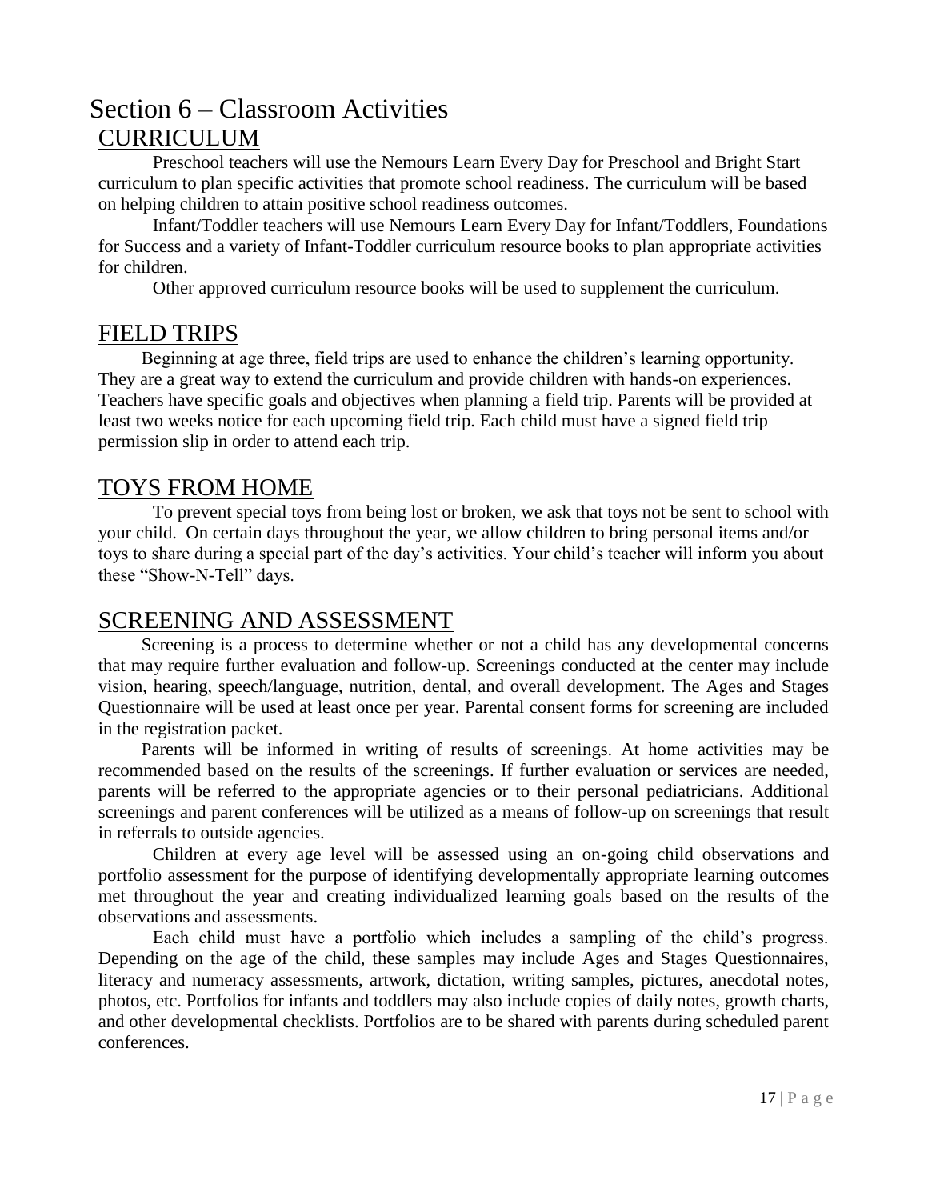# Section 6 – Classroom Activities

## CURRICULUM

Preschool teachers will use the Nemours Learn Every Day for Preschool and Bright Start curriculum to plan specific activities that promote school readiness. The curriculum will be based on helping children to attain positive school readiness outcomes.

Infant/Toddler teachers will use Nemours Learn Every Day for Infant/Toddlers, Foundations for Success and a variety of Infant-Toddler curriculum resource books to plan appropriate activities for children.

Other approved curriculum resource books will be used to supplement the curriculum.

## FIELD TRIPS

Beginning at age three, field trips are used to enhance the children's learning opportunity. They are a great way to extend the curriculum and provide children with hands-on experiences. Teachers have specific goals and objectives when planning a field trip. Parents will be provided at least two weeks notice for each upcoming field trip. Each child must have a signed field trip permission slip in order to attend each trip.

## TOYS FROM HOME

To prevent special toys from being lost or broken, we ask that toys not be sent to school with your child. On certain days throughout the year, we allow children to bring personal items and/or toys to share during a special part of the day's activities. Your child's teacher will inform you about these "Show-N-Tell" days.

## SCREENING AND ASSESSMENT

Screening is a process to determine whether or not a child has any developmental concerns that may require further evaluation and follow-up. Screenings conducted at the center may include vision, hearing, speech/language, nutrition, dental, and overall development. The Ages and Stages Questionnaire will be used at least once per year. Parental consent forms for screening are included in the registration packet.

Parents will be informed in writing of results of screenings. At home activities may be recommended based on the results of the screenings. If further evaluation or services are needed, parents will be referred to the appropriate agencies or to their personal pediatricians. Additional screenings and parent conferences will be utilized as a means of follow-up on screenings that result in referrals to outside agencies.

Children at every age level will be assessed using an on-going child observations and portfolio assessment for the purpose of identifying developmentally appropriate learning outcomes met throughout the year and creating individualized learning goals based on the results of the observations and assessments.

Each child must have a portfolio which includes a sampling of the child's progress. Depending on the age of the child, these samples may include Ages and Stages Questionnaires, literacy and numeracy assessments, artwork, dictation, writing samples, pictures, anecdotal notes, photos, etc. Portfolios for infants and toddlers may also include copies of daily notes, growth charts, and other developmental checklists. Portfolios are to be shared with parents during scheduled parent conferences.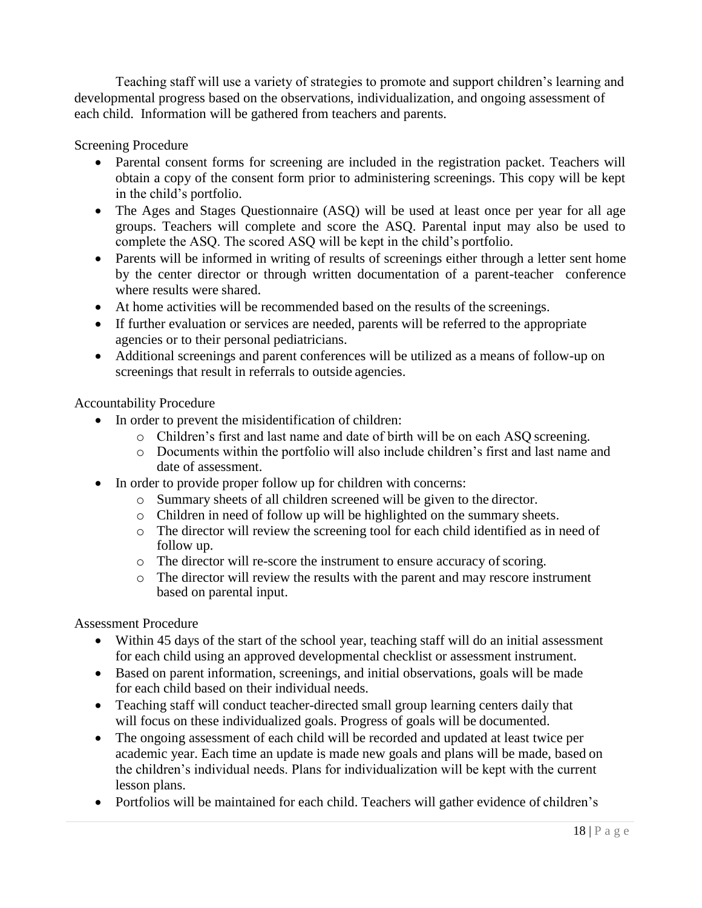Teaching staff will use a variety of strategies to promote and support children's learning and developmental progress based on the observations, individualization, and ongoing assessment of each child. Information will be gathered from teachers and parents.

Screening Procedure

- Parental consent forms for screening are included in the registration packet. Teachers will obtain a copy of the consent form prior to administering screenings. This copy will be kept in the child's portfolio.
- The Ages and Stages Questionnaire (ASQ) will be used at least once per year for all age groups. Teachers will complete and score the ASQ. Parental input may also be used to complete the ASQ. The scored ASQ will be kept in the child's portfolio.
- Parents will be informed in writing of results of screenings either through a letter sent home by the center director or through written documentation of a parent-teacher conference where results were shared.
- At home activities will be recommended based on the results of the screenings.
- If further evaluation or services are needed, parents will be referred to the appropriate agencies or to their personal pediatricians.
- Additional screenings and parent conferences will be utilized as a means of follow-up on screenings that result in referrals to outside agencies.

Accountability Procedure

- In order to prevent the misidentification of children:
  - Children's first and last name and date of birth will be on each ASQ screening.
  - Documents within the portfolio will also include children's first and last name and date of assessment.
- In order to provide proper follow up for children with concerns:
  - Summary sheets of all children screened will be given to the director.
  - Children in need of follow up will be highlighted on the summary sheets.
  - The director will review the screening tool for each child identified as in need of follow up.
  - The director will re-score the instrument to ensure accuracy of scoring.
  - The director will review the results with the parent and may rescore instrument based on parental input.

Assessment Procedure

- Within 45 days of the start of the school year, teaching staff will do an initial assessment for each child using an approved developmental checklist or assessment instrument.
- Based on parent information, screenings, and initial observations, goals will be made for each child based on their individual needs.
- Teaching staff will conduct teacher-directed small group learning centers daily that will focus on these individualized goals. Progress of goals will be documented.
- The ongoing assessment of each child will be recorded and updated at least twice per academic year. Each time an update is made new goals and plans will be made, based on the children's individual needs. Plans for individualization will be kept with the current lesson plans.
- Portfolios will be maintained for each child. Teachers will gather evidence of children's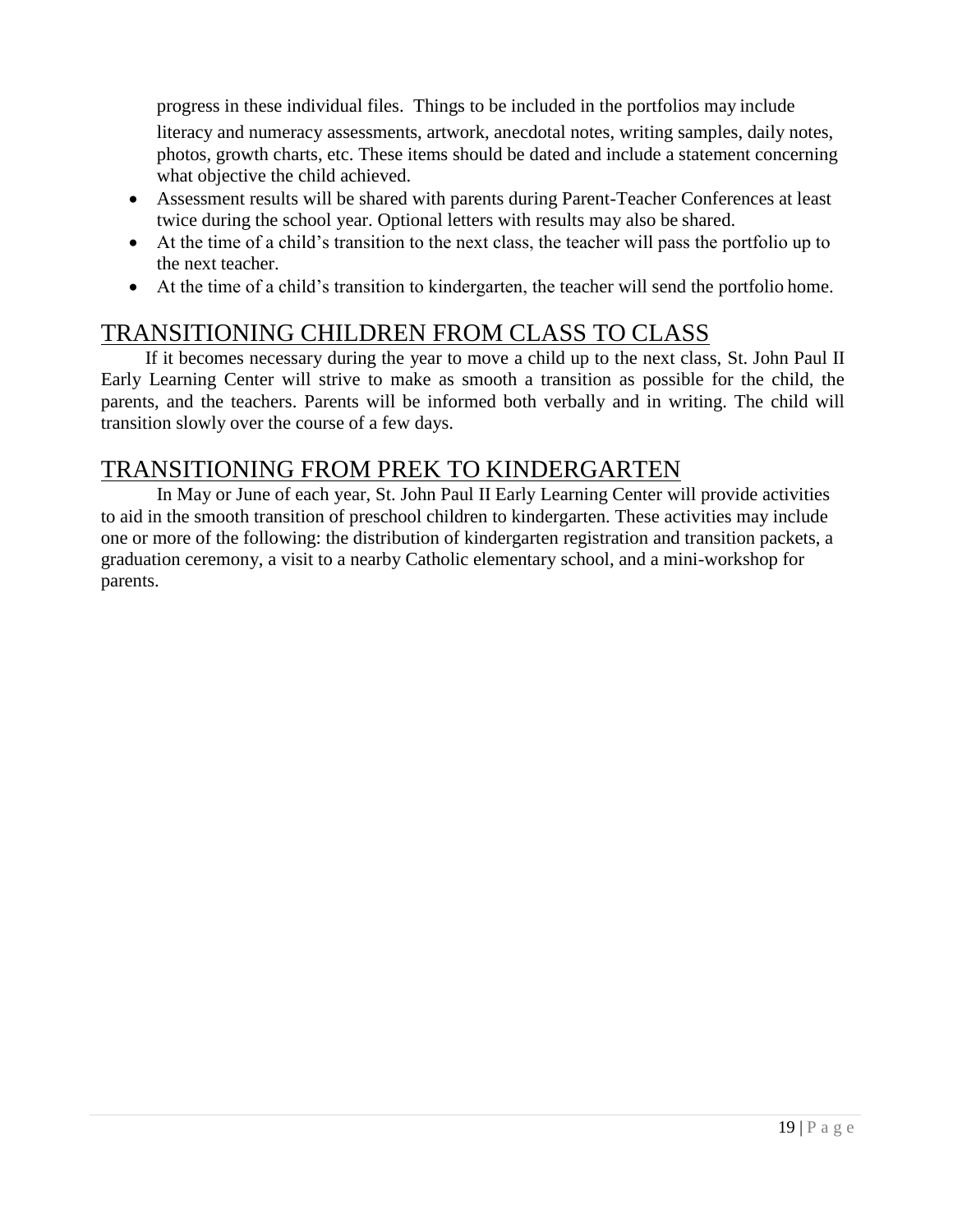progress in these individual files. Things to be included in the portfolios may include literacy and numeracy assessments, artwork, anecdotal notes, writing samples, daily notes, photos, growth charts, etc. These items should be dated and include a statement concerning what objective the child achieved.

- Assessment results will be shared with parents during Parent-Teacher Conferences at least twice during the school year. Optional letters with results may also be shared.
- At the time of a child's transition to the next class, the teacher will pass the portfolio up to the next teacher.
- At the time of a child's transition to kindergarten, the teacher will send the portfolio home.

## TRANSITIONING CHILDREN FROM CLASS TO CLASS

If it becomes necessary during the year to move a child up to the next class, St. John Paul II Early Learning Center will strive to make as smooth a transition as possible for the child, the parents, and the teachers. Parents will be informed both verbally and in writing. The child will transition slowly over the course of a few days.

## TRANSITIONING FROM PREK TO KINDERGARTEN

In May or June of each year, St. John Paul II Early Learning Center will provide activities to aid in the smooth transition of preschool children to kindergarten. These activities may include one or more of the following: the distribution of kindergarten registration and transition packets, a graduation ceremony, a visit to a nearby Catholic elementary school, and a mini-workshop for parents.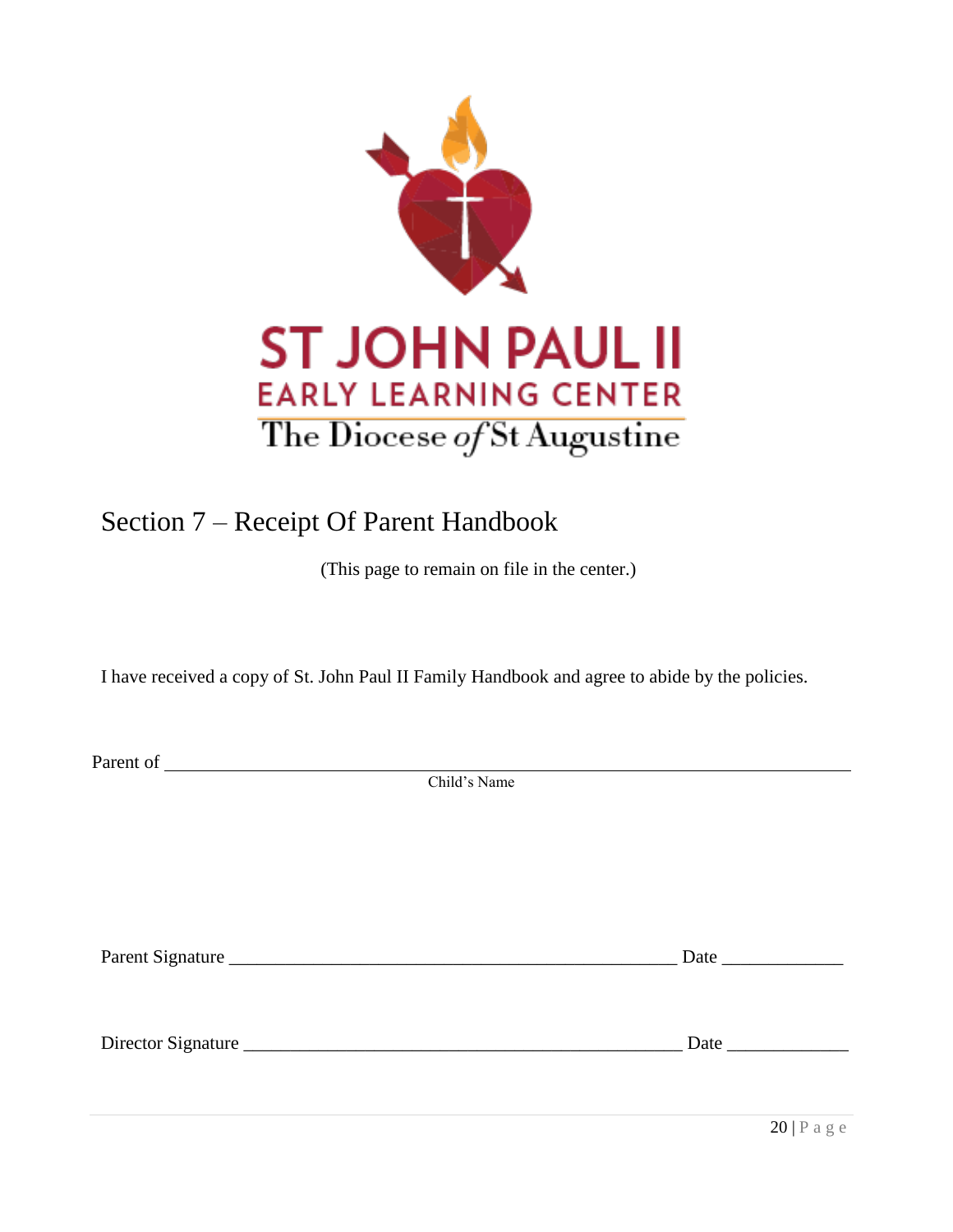ST JOHN PAUL II
EARLY LEARNING CENTER
The Diocese of St Augustine

## Section 7 – Receipt Of Parent Handbook

(This page to remain on file in the center.)

I have received a copy of St. John Paul II Family Handbook and agree to abide by the policies.

Parent of ____________________________________________
Child's Name

Parent Signature ____________________________________________ Date ____________

Director Signature ____________________________________________ Date ____________